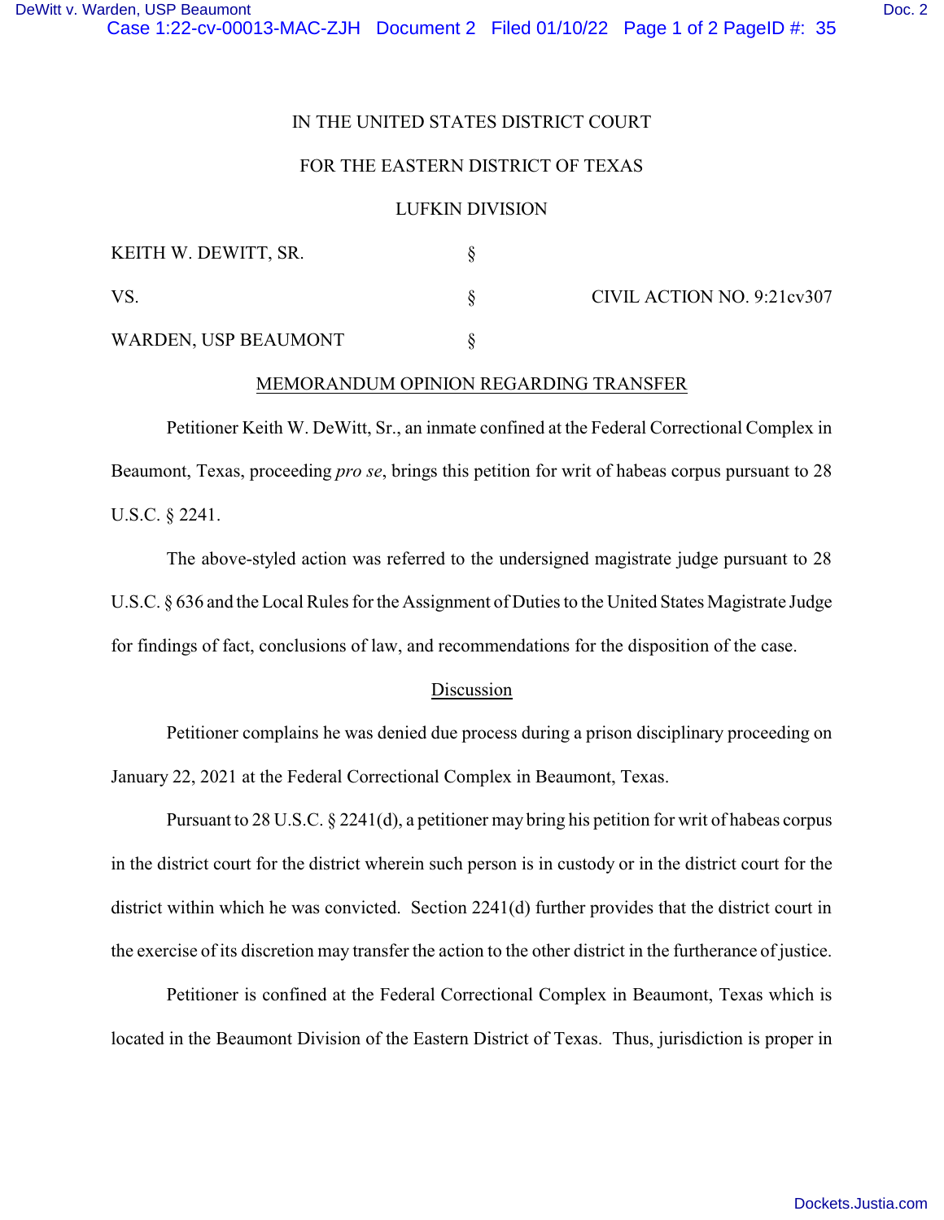IN THE UNITED STATES DISTRICT COURT

FOR THE EASTERN DISTRICT OF TEXAS

LUFKIN DIVISION

KEITH W. DEWITT, SR. §

VS. § CIVIL ACTION NO. 9:21cv307

WARDEN, USP BEAUMONT §

MEMORANDUM OPINION REGARDING TRANSFER

Petitioner Keith W. DeWitt, Sr., an inmate confined at the Federal Correctional Complex in Beaumont, Texas, proceeding *pro se*, brings this petition for writ of habeas corpus pursuant to 28 U.S.C. § 2241.

The above-styled action was referred to the undersigned magistrate judge pursuant to 28 U.S.C. § 636 and the Local Rules for the Assignment of Duties to the United States Magistrate Judge for findings of fact, conclusions of law, and recommendations for the disposition of the case.

Discussion

Petitioner complains he was denied due process during a prison disciplinary proceeding on January 22, 2021 at the Federal Correctional Complex in Beaumont, Texas.

Pursuant to 28 U.S.C. § 2241(d), a petitioner may bring his petition for writ of habeas corpus in the district court for the district wherein such person is in custody or in the district court for the district within which he was convicted. Section 2241(d) further provides that the district court in the exercise of its discretion may transfer the action to the other district in the furtherance of justice.

Petitioner is confined at the Federal Correctional Complex in Beaumont, Texas which is located in the Beaumont Division of the Eastern District of Texas. Thus, jurisdiction is proper in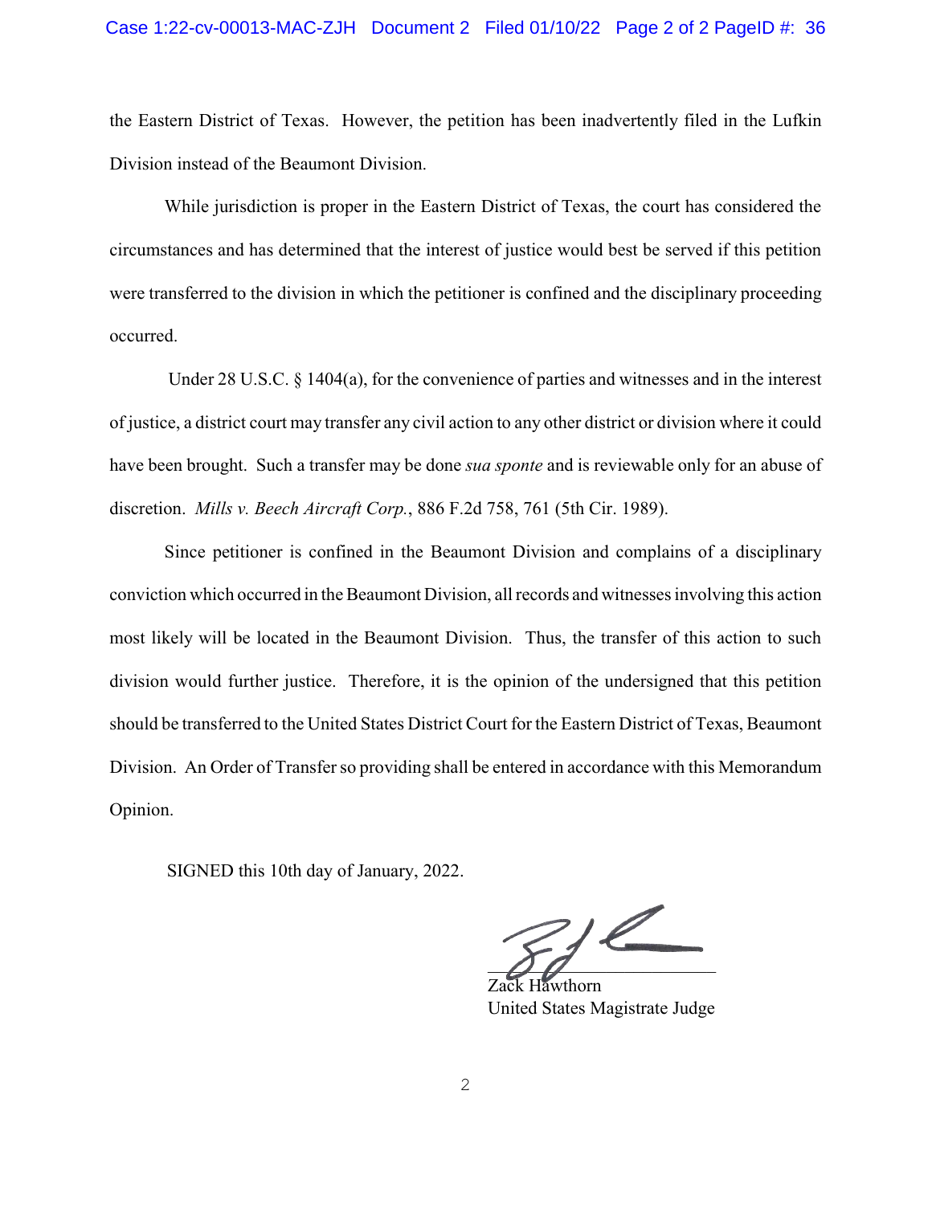the Eastern District of Texas. However, the petition has been inadvertently filed in the Lufkin Division instead of the Beaumont Division.

While jurisdiction is proper in the Eastern District of Texas, the court has considered the circumstances and has determined that the interest of justice would best be served if this petition were transferred to the division in which the petitioner is confined and the disciplinary proceeding occurred.

Under 28 U.S.C. § 1404(a), for the convenience of parties and witnesses and in the interest of justice, a district court may transfer any civil action to any other district or division where it could have been brought. Such a transfer may be done *sua sponte* and is reviewable only for an abuse of discretion. *Mills v. Beech Aircraft Corp.*, 886 F.2d 758, 761 (5th Cir. 1989).

Since petitioner is confined in the Beaumont Division and complains of a disciplinary conviction which occurred in the Beaumont Division, all records and witnesses involving this action most likely will be located in the Beaumont Division. Thus, the transfer of this action to such division would further justice. Therefore, it is the opinion of the undersigned that this petition should be transferred to the United States District Court for the Eastern District of Texas, Beaumont Division. An Order of Transfer so providing shall be entered in accordance with this Memorandum Opinion.

SIGNED this 10th day of January, 2022.

Zack Hawthorn
United States Magistrate Judge